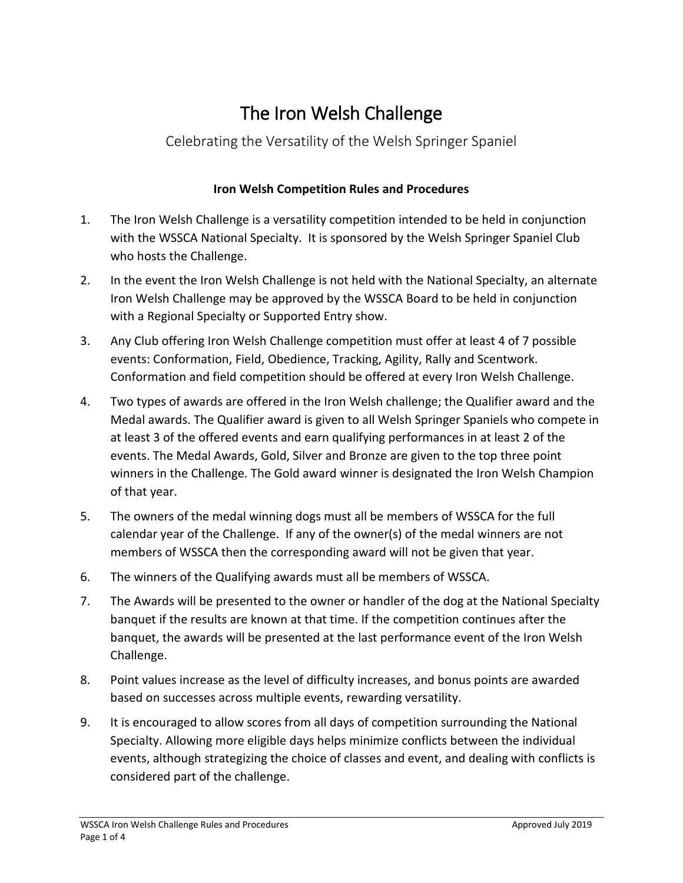# The Iron Welsh Challenge

## Celebrating the Versatility of the Welsh Springer Spaniel

### Iron Welsh Competition Rules and Procedures

1. The Iron Welsh Challenge is a versatility competition intended to be held in conjunction with the WSSCA National Specialty. It is sponsored by the Welsh Springer Spaniel Club who hosts the Challenge.
2. In the event the Iron Welsh Challenge is not held with the National Specialty, an alternate Iron Welsh Challenge may be approved by the WSSCA Board to be held in conjunction with a Regional Specialty or Supported Entry show.
3. Any Club offering Iron Welsh Challenge competition must offer at least 4 of 7 possible events: Conformation, Field, Obedience, Tracking, Agility, Rally and Scentwork. Conformation and field competition should be offered at every Iron Welsh Challenge.
4. Two types of awards are offered in the Iron Welsh challenge; the Qualifier award and the Medal awards. The Qualifier award is given to all Welsh Springer Spaniels who compete in at least 3 of the offered events and earn qualifying performances in at least 2 of the events. The Medal Awards, Gold, Silver and Bronze are given to the top three point winners in the Challenge. The Gold award winner is designated the Iron Welsh Champion of that year.
5. The owners of the medal winning dogs must all be members of WSSCA for the full calendar year of the Challenge. If any of the owner(s) of the medal winners are not members of WSSCA then the corresponding award will not be given that year.
6. The winners of the Qualifying awards must all be members of WSSCA.
7. The Awards will be presented to the owner or handler of the dog at the National Specialty banquet if the results are known at that time. If the competition continues after the banquet, the awards will be presented at the last performance event of the Iron Welsh Challenge.
8. Point values increase as the level of difficulty increases, and bonus points are awarded based on successes across multiple events, rewarding versatility.
9. It is encouraged to allow scores from all days of competition surrounding the National Specialty. Allowing more eligible days helps minimize conflicts between the individual events, although strategizing the choice of classes and event, and dealing with conflicts is considered part of the challenge.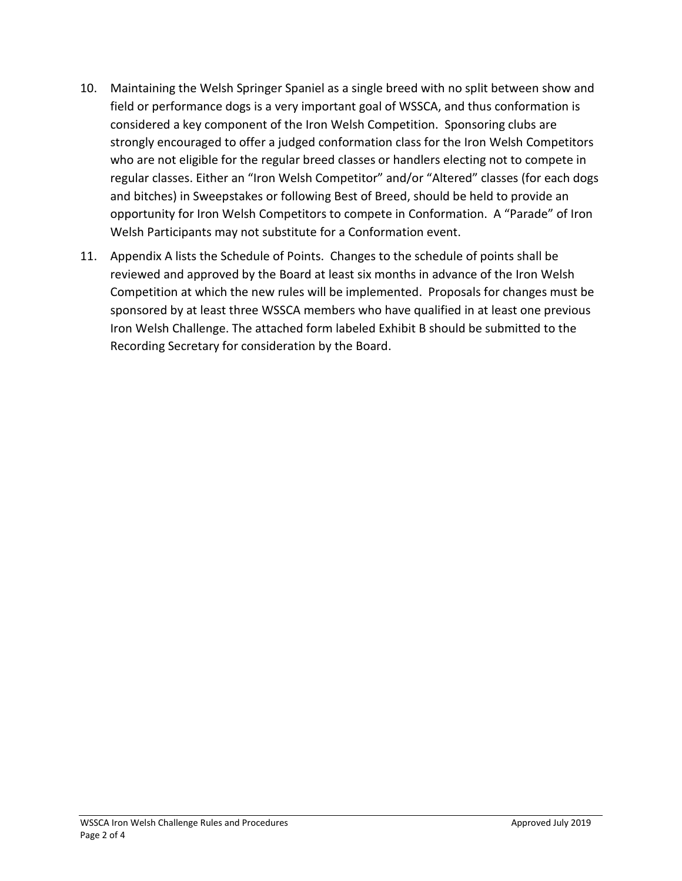10. Maintaining the Welsh Springer Spaniel as a single breed with no split between show and field or performance dogs is a very important goal of WSSCA, and thus conformation is considered a key component of the Iron Welsh Competition. Sponsoring clubs are strongly encouraged to offer a judged conformation class for the Iron Welsh Competitors who are not eligible for the regular breed classes or handlers electing not to compete in regular classes. Either an "Iron Welsh Competitor" and/or "Altered" classes (for each dogs and bitches) in Sweepstakes or following Best of Breed, should be held to provide an opportunity for Iron Welsh Competitors to compete in Conformation. A "Parade" of Iron Welsh Participants may not substitute for a Conformation event.

11. Appendix A lists the Schedule of Points. Changes to the schedule of points shall be reviewed and approved by the Board at least six months in advance of the Iron Welsh Competition at which the new rules will be implemented. Proposals for changes must be sponsored by at least three WSSCA members who have qualified in at least one previous Iron Welsh Challenge. The attached form labeled Exhibit B should be submitted to the Recording Secretary for consideration by the Board.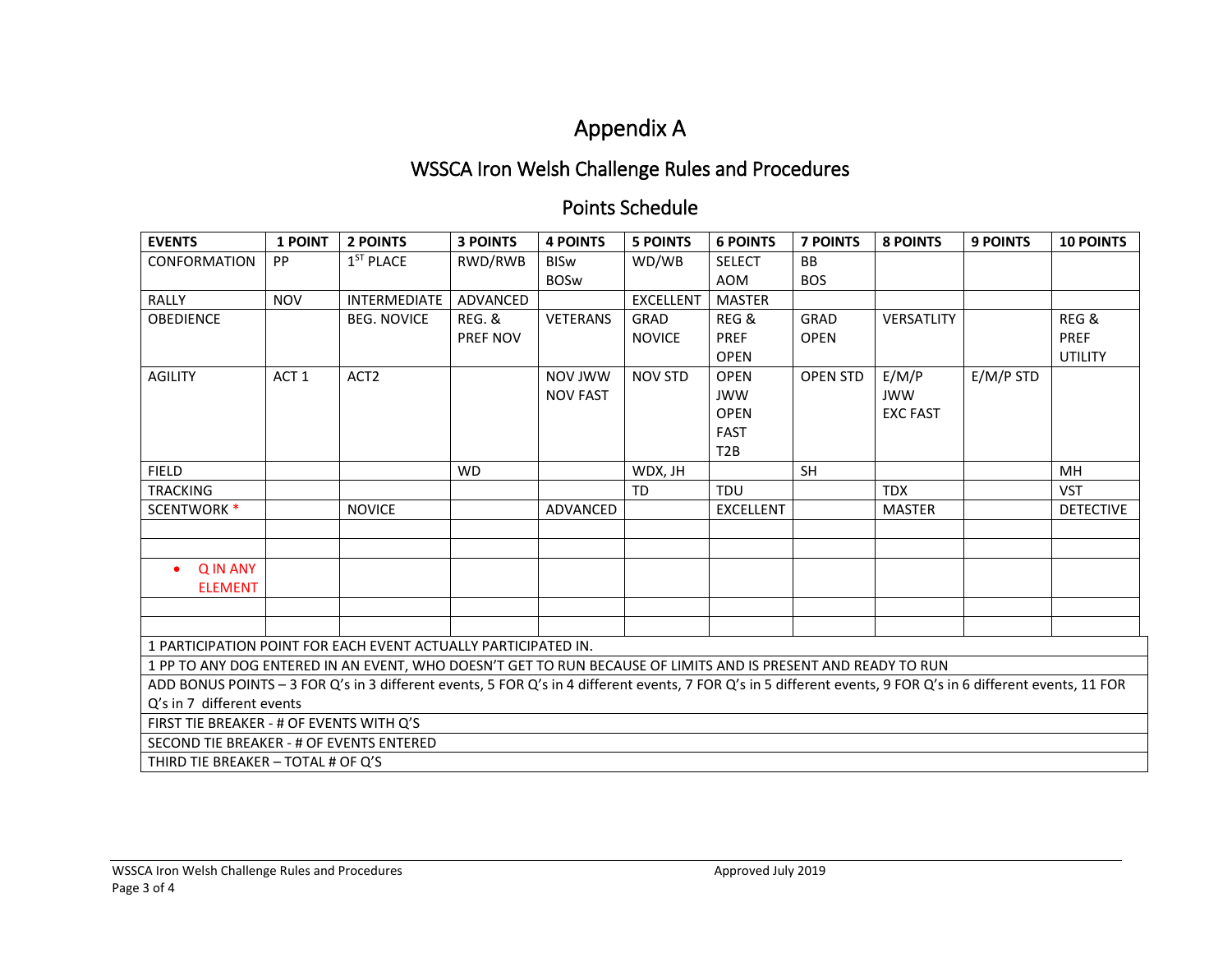# Appendix A

## WSSCA Iron Welsh Challenge Rules and Procedures

### Points Schedule

| EVENTS | 1 POINT | 2 POINTS | 3 POINTS | 4 POINTS | 5 POINTS | 6 POINTS | 7 POINTS | 8 POINTS | 9 POINTS | 10 POINTS |
|---|---|---|---|---|---|---|---|---|---|---|
| CONFORMATION | PP | 1ST PLACE | RWD/RWB | BISw BOSw | WD/WB | SELECT AOM | BB BOS | | | |
| RALLY | NOV | INTERMEDIATE | ADVANCED | | EXCELLENT | MASTER | | | | |
| OBEDIENCE | | BEG. NOVICE | REG. & PREF NOV | VETERANS | GRAD NOVICE | REG & PREF OPEN | GRAD OPEN | VERSATLITY | | REG & PREF UTILITY |
| AGILITY | ACT 1 | ACT2 | | NOV JWW NOV FAST | NOV STD | OPEN JWW OPEN FAST T2B | OPEN STD | E/M/P JWW EXC FAST | E/M/P STD | |
| FIELD | | | WD | | WDX, JH | | SH | | | MH |
| TRACKING | | | | | TD | TDU | | TDX | | VST |
| SCENTWORK * | | NOVICE | | ADVANCED | | EXCELLENT | | MASTER | | DETECTIVE |
| | | | | | | | | | | |
| | | | | | | | | | | |
| • Q IN ANY ELEMENT | | | | | | | | | | |
| | | | | | | | | | | |
| | | | | | | | | | | |

1 PARTICIPATION POINT FOR EACH EVENT ACTUALLY PARTICIPATED IN.

1 PP TO ANY DOG ENTERED IN AN EVENT, WHO DOESN'T GET TO RUN BECAUSE OF LIMITS AND IS PRESENT AND READY TO RUN

ADD BONUS POINTS – 3 FOR Q's in 3 different events, 5 FOR Q's in 4 different events, 7 FOR Q's in 5 different events, 9 FOR Q's in 6 different events, 11 FOR Q's in 7 different events

FIRST TIE BREAKER - # OF EVENTS WITH Q'S

SECOND TIE BREAKER - # OF EVENTS ENTERED

THIRD TIE BREAKER – TOTAL # OF Q'S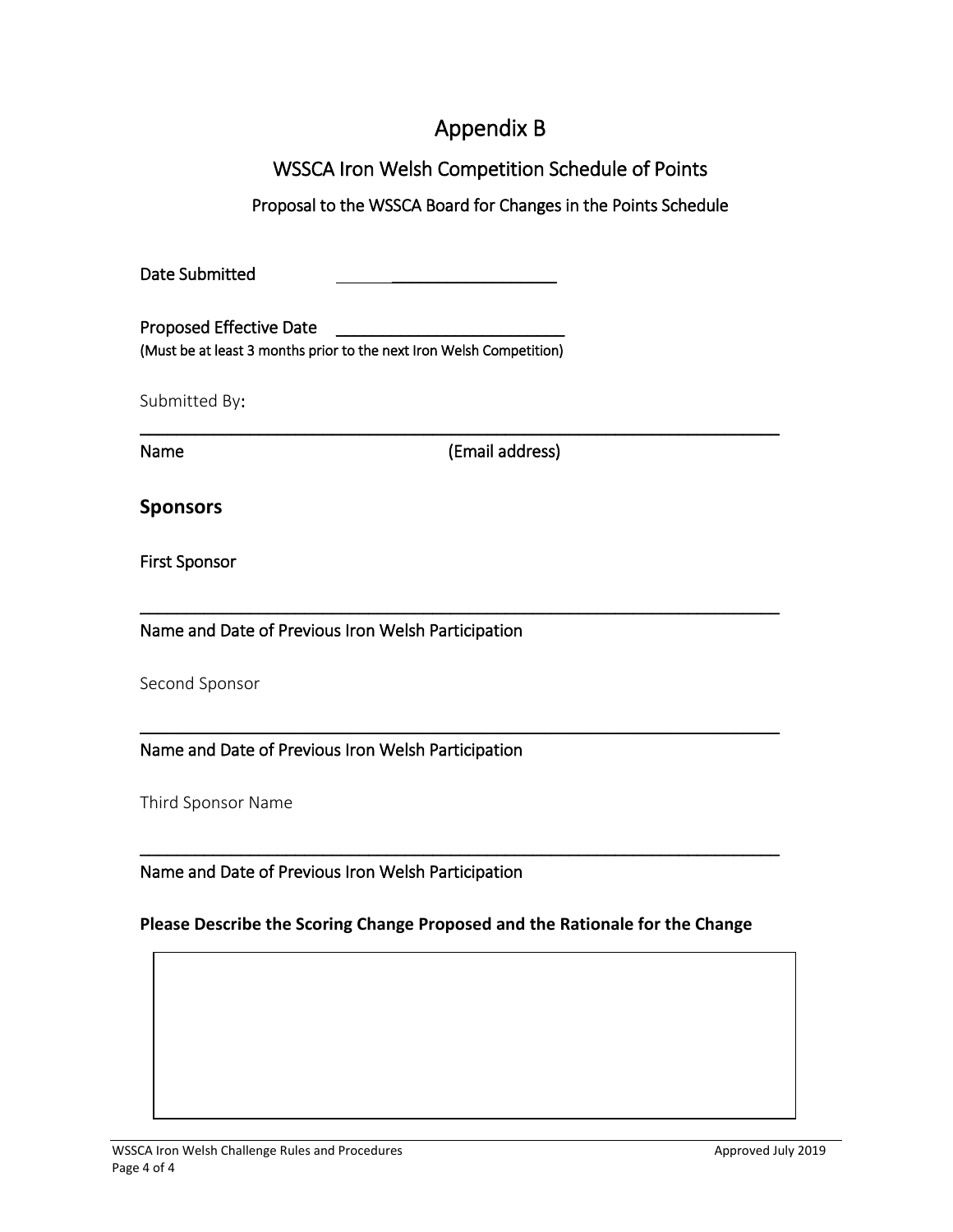# Appendix B

## WSSCA Iron Welsh Competition Schedule of Points

### Proposal to the WSSCA Board for Changes in the Points Schedule

Date Submitted ____________________

Proposed Effective Date ____________________
(Must be at least 3 months prior to the next Iron Welsh Competition)

Submitted By:

________________________________________________________________________

Name (Email address)

## Sponsors

First Sponsor

________________________________________________________________________

Name and Date of Previous Iron Welsh Participation

Second Sponsor

________________________________________________________________________

Name and Date of Previous Iron Welsh Participation

Third Sponsor Name

________________________________________________________________________

Name and Date of Previous Iron Welsh Participation

**Please Describe the Scoring Change Proposed and the Rationale for the Change**